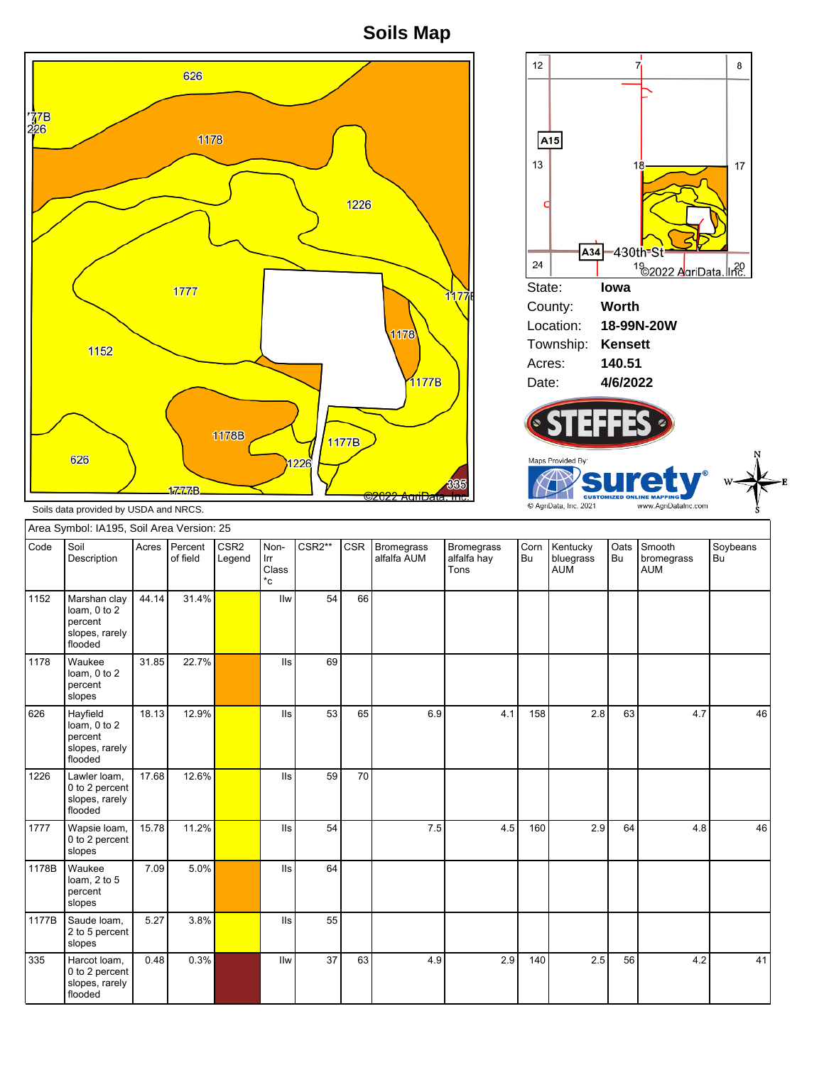# Soils Map

State: **Iowa**
County: **Worth**
Location: **18-99N-20W**
Township: **Kensett**
Acres: **140.51**
Date: **4/6/2022**

Maps Provided By: surety CUSTOMIZED ONLINE MAPPING © AgriData, Inc. 2021 www.AgriDataInc.com

Soils data provided by USDA and NRCS.

Area Symbol: IA195, Soil Area Version: 25

| Code | Soil Description | Acres | Percent of field | CSR2 Legend | Non-Irr Class *c | CSR2** | CSR | Bromegrass alfalfa AUM | Bromegrass alfalfa hay Tons | Corn Bu | Kentucky bluegrass AUM | Oats Bu | Smooth bromegrass AUM | Soybeans Bu |
|---|---|---|---|---|---|---|---|---|---|---|---|---|---|---|
| 1152 | Marshan clay loam, 0 to 2 percent slopes, rarely flooded | 44.14 | 31.4% | | IIw | 54 | 66 | | | | | | | |
| 1178 | Waukee loam, 0 to 2 percent slopes | 31.85 | 22.7% | | IIs | 69 | | | | | | | | |
| 626 | Hayfield loam, 0 to 2 percent slopes, rarely flooded | 18.13 | 12.9% | | IIs | 53 | 65 | 6.9 | 4.1 | 158 | 2.8 | 63 | 4.7 | 46 |
| 1226 | Lawler loam, 0 to 2 percent slopes, rarely flooded | 17.68 | 12.6% | | IIs | 59 | 70 | | | | | | | |
| 1777 | Wapsie loam, 0 to 2 percent slopes | 15.78 | 11.2% | | IIs | 54 | | 7.5 | 4.5 | 160 | 2.9 | 64 | 4.8 | 46 |
| 1178B | Waukee loam, 2 to 5 percent slopes | 7.09 | 5.0% | | IIs | 64 | | | | | | | | |
| 1177B | Saude loam, 2 to 5 percent slopes | 5.27 | 3.8% | | IIs | 55 | | | | | | | | |
| 335 | Harcot loam, 0 to 2 percent slopes, rarely flooded | 0.48 | 0.3% | | IIw | 37 | 63 | 4.9 | 2.9 | 140 | 2.5 | 56 | 4.2 | 41 |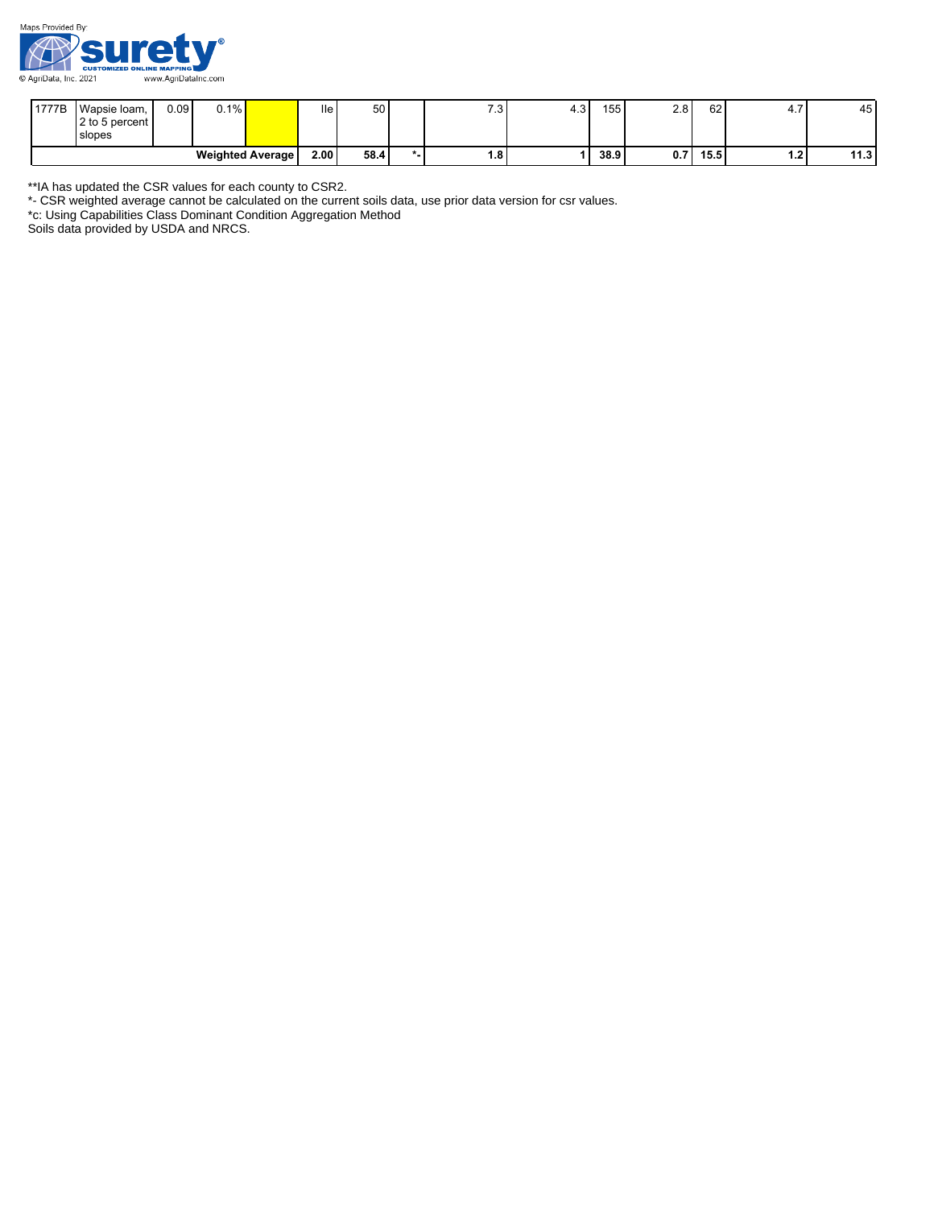| | | | | | | | | | | | | | | |
|---|---|---|---|---|---|---|---|---|---|---|---|---|---|---|
| 1777B | Wapsie loam, 2 to 5 percent slopes | 0.09 | 0.1% | | IIe | 50 | | 7.3 | 4.3 | 155 | 2.8 | 62 | 4.7 | 45 |
| | | | **Weighted Average** | | **2.00** | **58.4** | *- | **1.8** | **1** | **38.9** | **0.7** | **15.5** | **1.2** | **11.3** |

**IA has updated the CSR values for each county to CSR2.

*- CSR weighted average cannot be calculated on the current soils data, use prior data version for csr values.

*c: Using Capabilities Class Dominant Condition Aggregation Method

Soils data provided by USDA and NRCS.